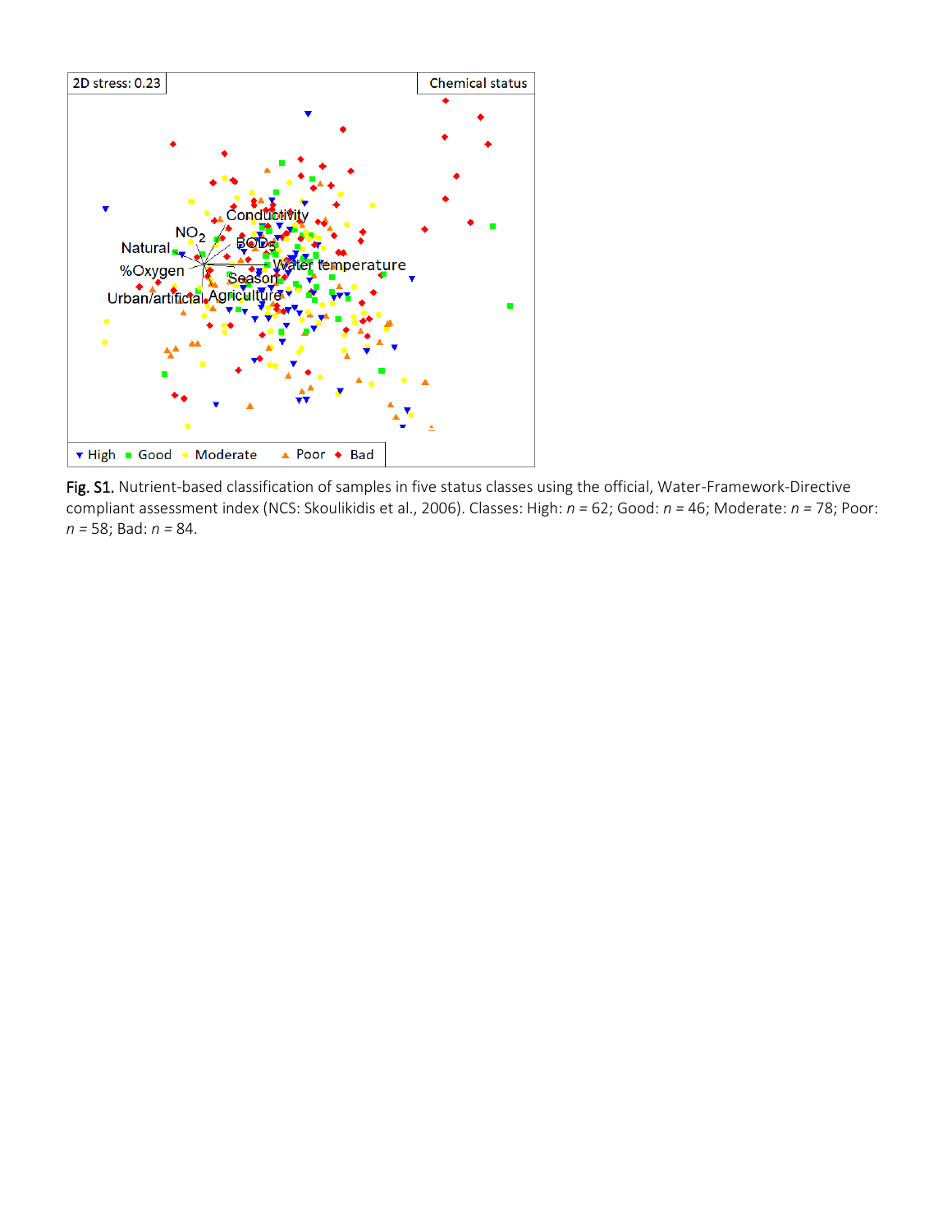2D stress: 0.23

Chemical status

Conductivity

$NO_2$

Natural

$BOD_5$

%Oxygen

Water temperature

Season

Urban/artificial

Agriculture

High Good Moderate Poor Bad

**Fig. S1.** Nutrient-based classification of samples in five status classes using the official, Water-Framework-Directive compliant assessment index (NCS: Skoulikidis et al., 2006). Classes: High: $n$ = 62; Good: $n$ = 46; Moderate: $n$ = 78; Poor: $n$ = 58; Bad: $n$ = 84.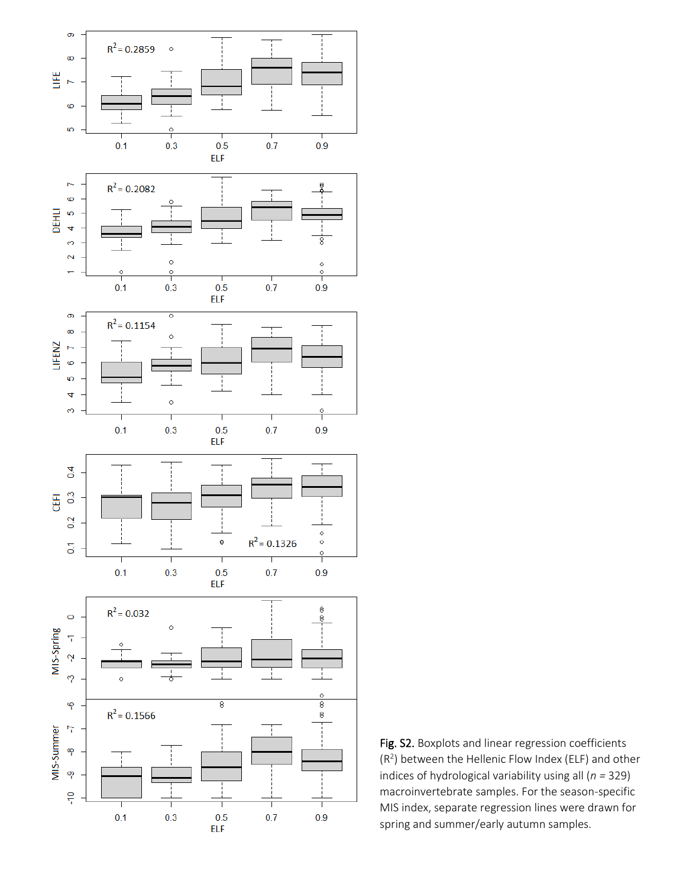LIFE

$R^2 = 0.2859$

9
8
7
6
5

0.1 0.3 0.5 0.7 0.9

ELF

DEHLI

$R^2 = 0.2082$

7
6
5
4
3
2
1

0.1 0.3 0.5 0.7 0.9

ELF

LIFENZ

$R^2 = 0.1154$

9
8
7
6
5
4
3

0.1 0.3 0.5 0.7 0.9

ELF

CEFI

$R^2 = 0.1326$

0.4
0.3
0.2
0.1

0.1 0.3 0.5 0.7 0.9

ELF

MIS-Spring

$R^2 = 0.032$

0
-1
-2
-3

MIS-Summer

$R^2 = 0.1566$

-6
-7
-8
-9
-10

0.1 0.3 0.5 0.7 0.9

ELF

**Fig. S2.** Boxplots and linear regression coefficients ($R^2$) between the Hellenic Flow Index (ELF) and other indices of hydrological variability using all ($n$ = 329) macroinvertebrate samples. For the season-specific MIS index, separate regression lines were drawn for spring and summer/early autumn samples.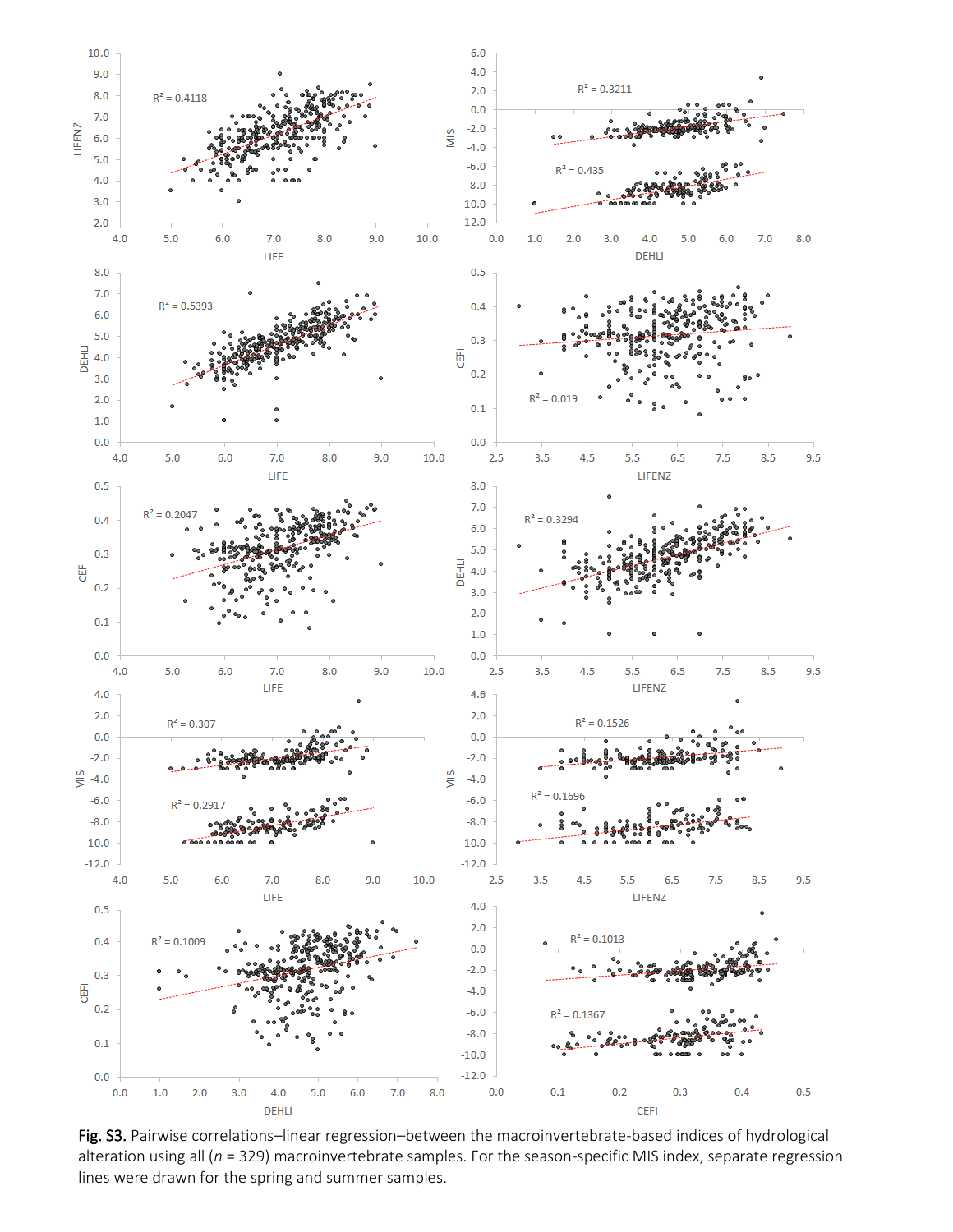LIFENZ

10.0
9.0
8.0
7.0
6.0
5.0
4.0
3.0
2.0

4.0 5.0 6.0 7.0 8.0 9.0 10.0

LIFE

$R^2 = 0.4118$

MIS

6.0
4.0
2.0
0.0
-2.0
-4.0
-6.0
-8.0
-10.0
-12.0

0.0 1.0 2.0 3.0 4.0 5.0 6.0 7.0 8.0

DEHLI

$R^2 = 0.3211$

$R^2 = 0.435$

DEHLI

8.0
7.0
6.0
5.0
4.0
3.0
2.0
1.0
0.0

4.0 5.0 6.0 7.0 8.0 9.0 10.0

LIFE

$R^2 = 0.5393$

CEFI

0.5
0.4
0.3
0.2
0.1
0.0

2.5 3.5 4.5 5.5 6.5 7.5 8.5 9.5

LIFENZ

$R^2 = 0.019$

CEFI

0.5
0.4
0.3
0.2
0.1
0.0

4.0 5.0 6.0 7.0 8.0 9.0 10.0

LIFE

$R^2 = 0.2047$

DEHLI

8.0
7.0
6.0
5.0
4.0
3.0
2.0
1.0
0.0

2.5 3.5 4.5 5.5 6.5 7.5 8.5 9.5

LIFENZ

$R^2 = 0.3294$

MIS

4.0
2.0
0.0
-2.0
-4.0
-6.0
-8.0
-10.0
-12.0

4.0 5.0 6.0 7.0 8.0 9.0 10.0

LIFE

$R^2 = 0.307$

$R^2 = 0.2917$

MIS

4.0
2.0
0.0
-2.0
-4.0
-6.0
-8.0
-10.0
-12.0

2.5 3.5 4.5 5.5 6.5 7.5 8.5 9.5

LIFENZ

$R^2 = 0.1526$

$R^2 = 0.1696$

CEFI

0.5
0.4
0.3
0.2
0.1
0.0

0.0 1.0 2.0 3.0 4.0 5.0 6.0 7.0 8.0

DEHLI

$R^2 = 0.1009$

MIS

4.0
2.0
0.0
-2.0
-4.0
-6.0
-8.0
-10.0
-12.0

0.0 0.1 0.2 0.3 0.4 0.5

CEFI

$R^2 = 0.1013$

$R^2 = 0.1367$

**Fig. S3.** Pairwise correlations–linear regression–between the macroinvertebrate-based indices of hydrological alteration using all ($n$ = 329) macroinvertebrate samples. For the season-specific MIS index, separate regression lines were drawn for the spring and summer samples.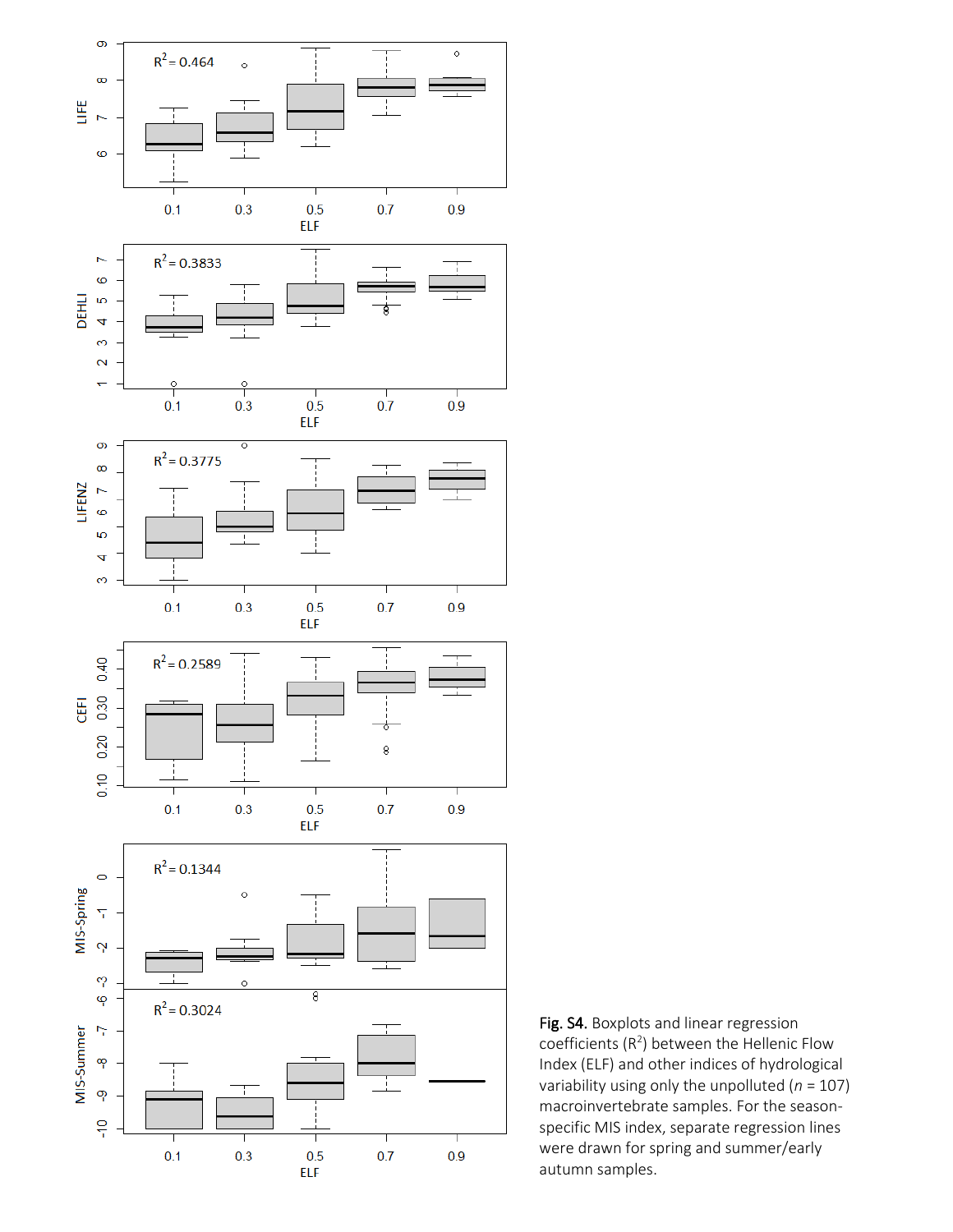LIFE

$R^2 = 0.464$

ELF

0.1 0.3 0.5 0.7 0.9

DEHLI

$R^2 = 0.3833$

ELF

0.1 0.3 0.5 0.7 0.9

LIFENZ

$R^2 = 0.3775$

ELF

0.1 0.3 0.5 0.7 0.9

CEFI

$R^2 = 0.2589$

ELF

0.1 0.3 0.5 0.7 0.9

MIS-Spring

$R^2 = 0.1344$

MIS-Summer

$R^2 = 0.3024$

ELF

0.1 0.3 0.5 0.7 0.9

**Fig. S4.** Boxplots and linear regression coefficients ($R^2$) between the Hellenic Flow Index (ELF) and other indices of hydrological variability using only the unpolluted (*n* = 107) macroinvertebrate samples. For the season-specific MIS index, separate regression lines were drawn for spring and summer/early autumn samples.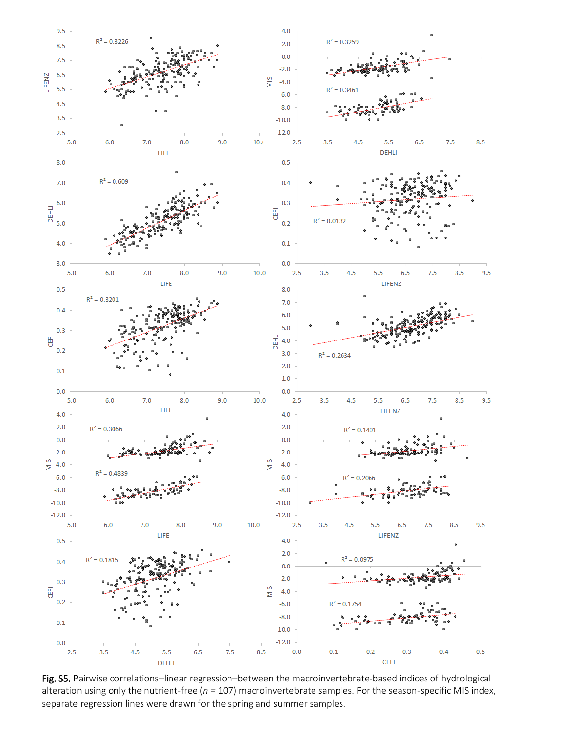R² = 0.3226

LIFENZ

LIFE

R² = 0.3259

R² = 0.3461

MIS

DEHLI

R² = 0.609

DEHLI

LIFE

R² = 0.0132

CEFI

LIFENZ

R² = 0.3201

CEFI

LIFE

R² = 0.2634

DEHLI

LIFENZ

R² = 0.3066

R² = 0.4839

MIS

LIFE

R² = 0.1401

R² = 0.2066

MIS

LIFENZ

R² = 0.1815

CEFI

DEHLI

R² = 0.0975

R² = 0.1754

MIS

CEFI

**Fig. S5.** Pairwise correlations–linear regression–between the macroinvertebrate-based indices of hydrological alteration using only the nutrient-free ($n$ = 107) macroinvertebrate samples. For the season-specific MIS index, separate regression lines were drawn for the spring and summer samples.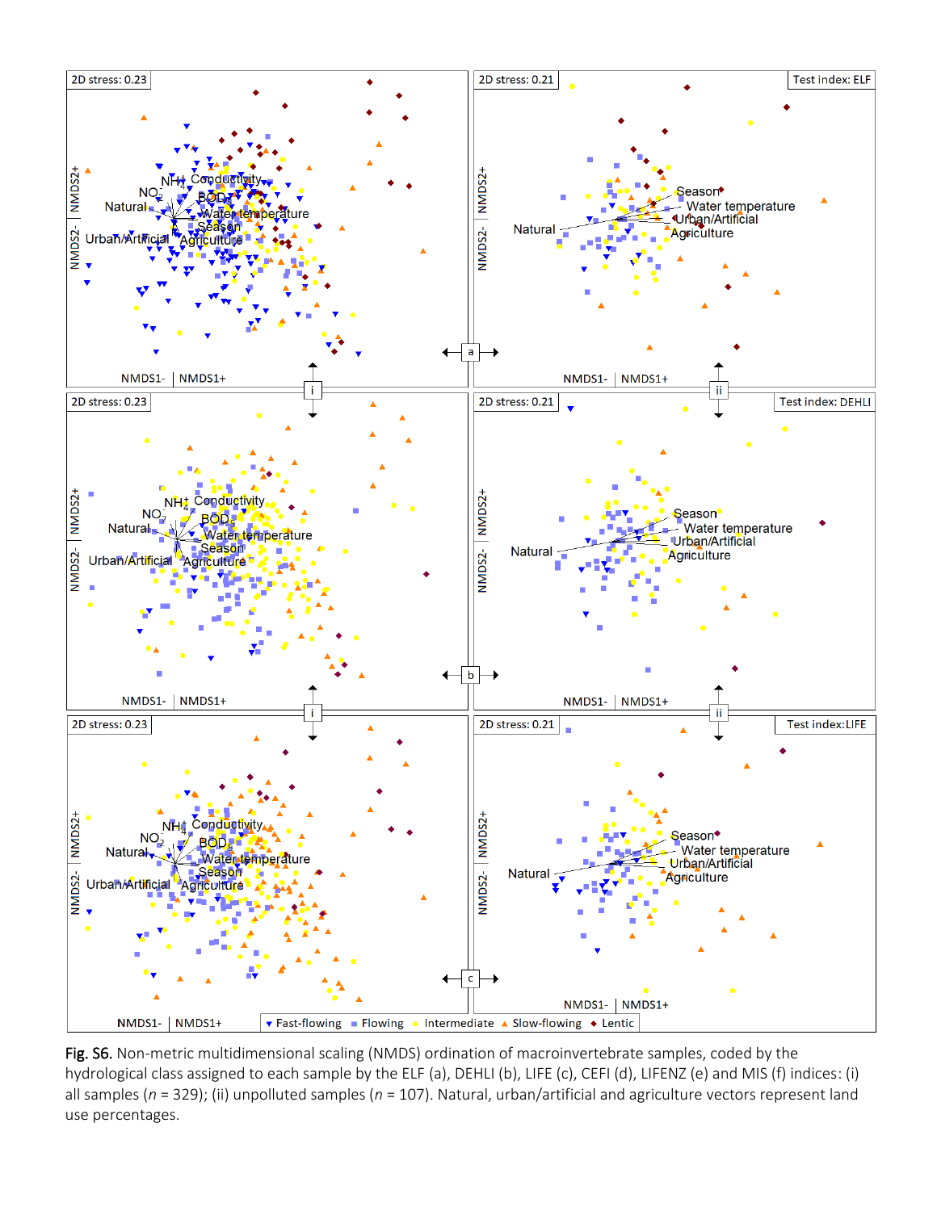2D stress: 0.23

NH$_4^+$ Conductivity
NO$_2^-$ BOD$_5$
Natural
Water temperature
Season
Urban/Artificial Agriculture

NMDS2+
NMDS2-
NMDS1- NMDS1+

2D stress: 0.21
Test index: ELF

Season
Water temperature
Urban/Artificial
Natural
Agriculture

NMDS2+
NMDS2-
NMDS1- NMDS1+

a
i
ii

2D stress: 0.23

NH$_4^+$ Conductivity
NO$_2^-$ BOD$_5$
Natural
Water temperature
Season
Urban/Artificial Agriculture

NMDS2+
NMDS2-
NMDS1- NMDS1+

2D stress: 0.21
Test index: DEHLI

Season
Water temperature
Urban/Artificial
Natural
Agriculture

NMDS2+
NMDS2-
NMDS1- NMDS1+

b
i
ii

2D stress: 0.23

NH$_4^+$ Conductivity
NO$_2^-$ BOD$_5$
Natural
Water temperature
Season
Urban/Artificial Agriculture

NMDS2+
NMDS2-
NMDS1- NMDS1+

2D stress: 0.21
Test index: LIFE

Season
Water temperature
Urban/Artificial
Natural
Agriculture

NMDS2+
NMDS2-
NMDS1- NMDS1+

c

Fast-flowing Flowing Intermediate Slow-flowing Lentic

**Fig. S6.** Non-metric multidimensional scaling (NMDS) ordination of macroinvertebrate samples, coded by the hydrological class assigned to each sample by the ELF (a), DEHLI (b), LIFE (c), CEFI (d), LIFENZ (e) and MIS (f) indices: (i) all samples ($n$ = 329); (ii) unpolluted samples ($n$ = 107). Natural, urban/artificial and agriculture vectors represent land use percentages.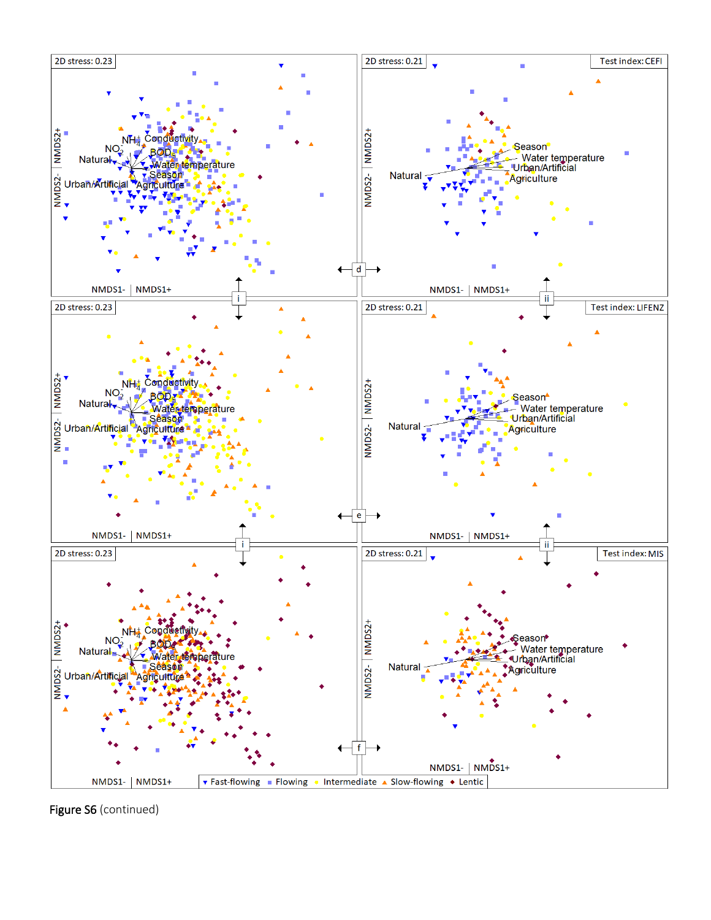2D stress: 0.23

NO$_2^-$
NH$_4^+$
Conductivity
BOD$_5$
Natural
Water temperature
Season
Urban/Artificial
Agriculture

NMDS2+
NMDS2-
NMDS1-
NMDS1+

2D stress: 0.21

Test index: CEFI

Season
Water temperature
Natural
Urban/Artificial
Agriculture

NMDS2+
NMDS2-
NMDS1-
NMDS1+

d

i

ii

2D stress: 0.23

NH$_4^+$
Conductivity
NO$_2^-$
BOD$_5$
Natural
Water temperature
Season
Urban/Artificial
Agriculture

NMDS2+
NMDS2-
NMDS1-
NMDS1+

2D stress: 0.21

Test index: LIFENZ

Season
Water temperature
Natural
Urban/Artificial
Agriculture

NMDS2+
NMDS2-
NMDS1-
NMDS1+

e

i

ii

2D stress: 0.23

NH$_4^+$
Conductivity
NO$_2^-$
BOD$_5$
Natural
Water temperature
Season
Urban/Artificial
Agriculture

NMDS2+
NMDS2-
NMDS1-
NMDS1+

2D stress: 0.21

Test index: MIS

Season
Water temperature
Natural
Urban/Artificial
Agriculture

NMDS2+
NMDS2-
NMDS1-
NMDS1+

f

▾ Fast-flowing ▪ Flowing • Intermediate ▴ Slow-flowing ♦ Lentic

**Figure S6** (continued)